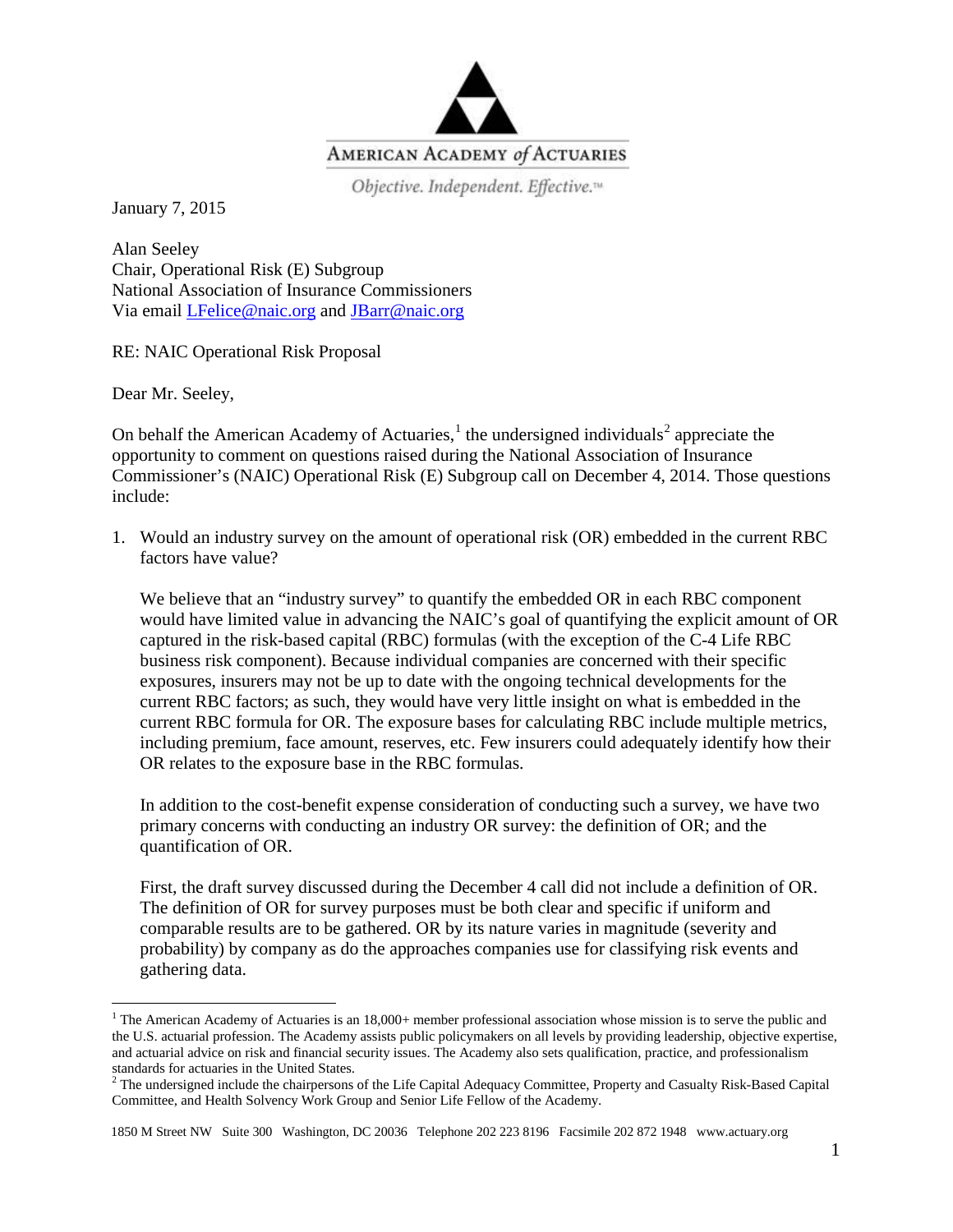AMERICAN ACADEMY *of* ACTUARIES

*Objective. Independent. Effective.*™

January 7, 2015

Alan Seeley
Chair, Operational Risk (E) Subgroup
National Association of Insurance Commissioners
Via email LFelice@naic.org and JBarr@naic.org

RE: NAIC Operational Risk Proposal

Dear Mr. Seeley,

On behalf the American Academy of Actuaries,[1] the undersigned individuals[2] appreciate the opportunity to comment on questions raised during the National Association of Insurance Commissioner's (NAIC) Operational Risk (E) Subgroup call on December 4, 2014. Those questions include:

1. Would an industry survey on the amount of operational risk (OR) embedded in the current RBC factors have value?

   We believe that an "industry survey" to quantify the embedded OR in each RBC component would have limited value in advancing the NAIC's goal of quantifying the explicit amount of OR captured in the risk-based capital (RBC) formulas (with the exception of the C-4 Life RBC business risk component). Because individual companies are concerned with their specific exposures, insurers may not be up to date with the ongoing technical developments for the current RBC factors; as such, they would have very little insight on what is embedded in the current RBC formula for OR. The exposure bases for calculating RBC include multiple metrics, including premium, face amount, reserves, etc. Few insurers could adequately identify how their OR relates to the exposure base in the RBC formulas.

   In addition to the cost-benefit expense consideration of conducting such a survey, we have two primary concerns with conducting an industry OR survey: the definition of OR; and the quantification of OR.

   First, the draft survey discussed during the December 4 call did not include a definition of OR. The definition of OR for survey purposes must be both clear and specific if uniform and comparable results are to be gathered. OR by its nature varies in magnitude (severity and probability) by company as do the approaches companies use for classifying risk events and gathering data.

---

[1] The American Academy of Actuaries is an 18,000+ member professional association whose mission is to serve the public and the U.S. actuarial profession. The Academy assists public policymakers on all levels by providing leadership, objective expertise, and actuarial advice on risk and financial security issues. The Academy also sets qualification, practice, and professionalism standards for actuaries in the United States.

[2] The undersigned include the chairpersons of the Life Capital Adequacy Committee, Property and Casualty Risk-Based Capital Committee, and Health Solvency Work Group and Senior Life Fellow of the Academy.

1850 M Street NW Suite 300 Washington, DC 20036 Telephone 202 223 8196 Facsimile 202 872 1948 www.actuary.org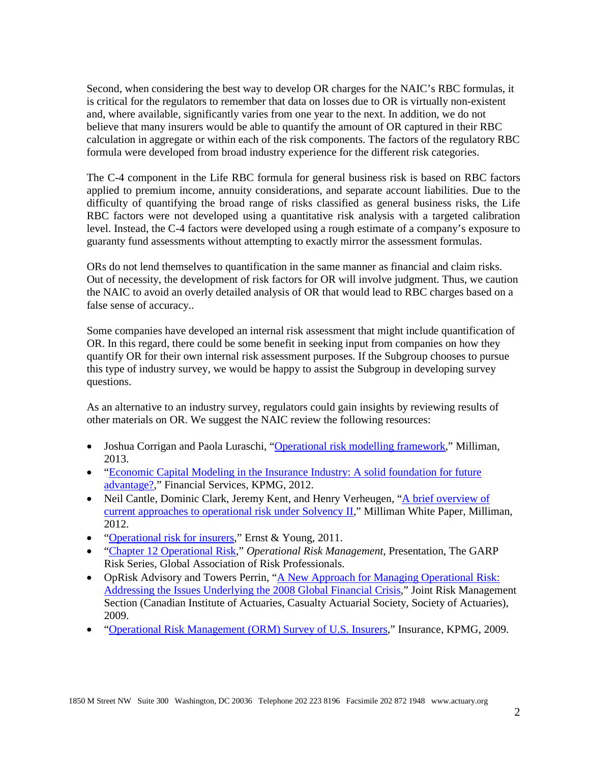Second, when considering the best way to develop OR charges for the NAIC's RBC formulas, it is critical for the regulators to remember that data on losses due to OR is virtually non-existent and, where available, significantly varies from one year to the next. In addition, we do not believe that many insurers would be able to quantify the amount of OR captured in their RBC calculation in aggregate or within each of the risk components. The factors of the regulatory RBC formula were developed from broad industry experience for the different risk categories.

The C-4 component in the Life RBC formula for general business risk is based on RBC factors applied to premium income, annuity considerations, and separate account liabilities. Due to the difficulty of quantifying the broad range of risks classified as general business risks, the Life RBC factors were not developed using a quantitative risk analysis with a targeted calibration level. Instead, the C-4 factors were developed using a rough estimate of a company's exposure to guaranty fund assessments without attempting to exactly mirror the assessment formulas.

ORs do not lend themselves to quantification in the same manner as financial and claim risks. Out of necessity, the development of risk factors for OR will involve judgment. Thus, we caution the NAIC to avoid an overly detailed analysis of OR that would lead to RBC charges based on a false sense of accuracy..

Some companies have developed an internal risk assessment that might include quantification of OR. In this regard, there could be some benefit in seeking input from companies on how they quantify OR for their own internal risk assessment purposes. If the Subgroup chooses to pursue this type of industry survey, we would be happy to assist the Subgroup in developing survey questions.

As an alternative to an industry survey, regulators could gain insights by reviewing results of other materials on OR. We suggest the NAIC review the following resources:

- Joshua Corrigan and Paola Luraschi, "Operational risk modelling framework," Milliman, 2013.
- "Economic Capital Modeling in the Insurance Industry: A solid foundation for future advantage?," Financial Services, KPMG, 2012.
- Neil Cantle, Dominic Clark, Jeremy Kent, and Henry Verheugen, "A brief overview of current approaches to operational risk under Solvency II," Milliman White Paper, Milliman, 2012.
- "Operational risk for insurers," Ernst & Young, 2011.
- "Chapter 12 Operational Risk," *Operational Risk Management*, Presentation, The GARP Risk Series, Global Association of Risk Professionals.
- OpRisk Advisory and Towers Perrin, "A New Approach for Managing Operational Risk: Addressing the Issues Underlying the 2008 Global Financial Crisis," Joint Risk Management Section (Canadian Institute of Actuaries, Casualty Actuarial Society, Society of Actuaries), 2009.
- "Operational Risk Management (ORM) Survey of U.S. Insurers," Insurance, KPMG, 2009.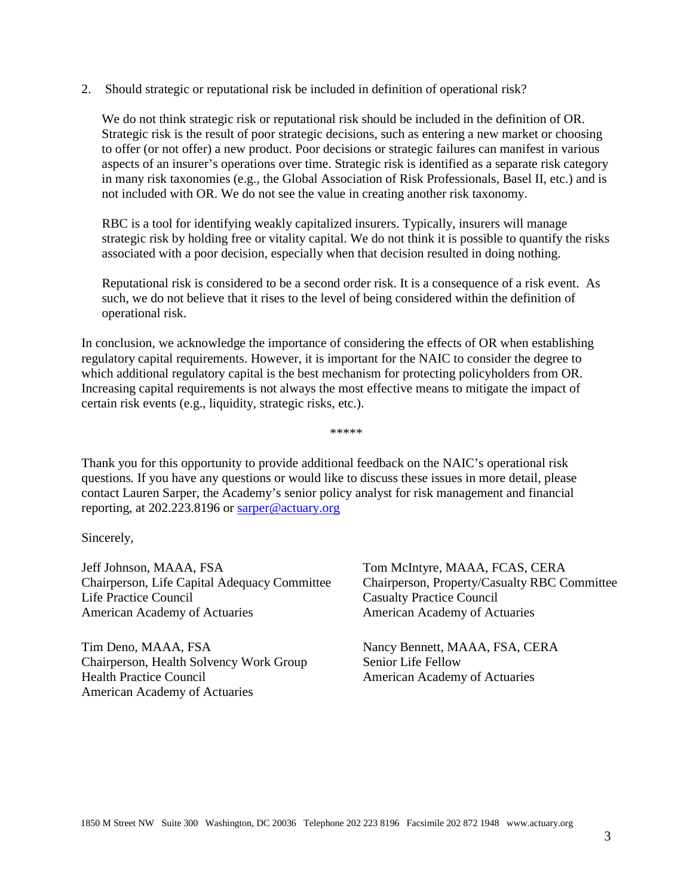2. Should strategic or reputational risk be included in definition of operational risk?

   We do not think strategic risk or reputational risk should be included in the definition of OR. Strategic risk is the result of poor strategic decisions, such as entering a new market or choosing to offer (or not offer) a new product. Poor decisions or strategic failures can manifest in various aspects of an insurer's operations over time. Strategic risk is identified as a separate risk category in many risk taxonomies (e.g., the Global Association of Risk Professionals, Basel II, etc.) and is not included with OR. We do not see the value in creating another risk taxonomy.

   RBC is a tool for identifying weakly capitalized insurers. Typically, insurers will manage strategic risk by holding free or vitality capital. We do not think it is possible to quantify the risks associated with a poor decision, especially when that decision resulted in doing nothing.

   Reputational risk is considered to be a second order risk. It is a consequence of a risk event. As such, we do not believe that it rises to the level of being considered within the definition of operational risk.

In conclusion, we acknowledge the importance of considering the effects of OR when establishing regulatory capital requirements. However, it is important for the NAIC to consider the degree to which additional regulatory capital is the best mechanism for protecting policyholders from OR. Increasing capital requirements is not always the most effective means to mitigate the impact of certain risk events (e.g., liquidity, strategic risks, etc.).

*****

Thank you for this opportunity to provide additional feedback on the NAIC's operational risk questions. If you have any questions or would like to discuss these issues in more detail, please contact Lauren Sarper, the Academy's senior policy analyst for risk management and financial reporting, at 202.223.8196 or sarper@actuary.org

Sincerely,

Jeff Johnson, MAAA, FSA
Chairperson, Life Capital Adequacy Committee
Life Practice Council
American Academy of Actuaries

Tom McIntyre, MAAA, FCAS, CERA
Chairperson, Property/Casualty RBC Committee
Casualty Practice Council
American Academy of Actuaries

Tim Deno, MAAA, FSA
Chairperson, Health Solvency Work Group
Health Practice Council
American Academy of Actuaries

Nancy Bennett, MAAA, FSA, CERA
Senior Life Fellow
American Academy of Actuaries

1850 M Street NW Suite 300 Washington, DC 20036 Telephone 202 223 8196 Facsimile 202 872 1948 www.actuary.org